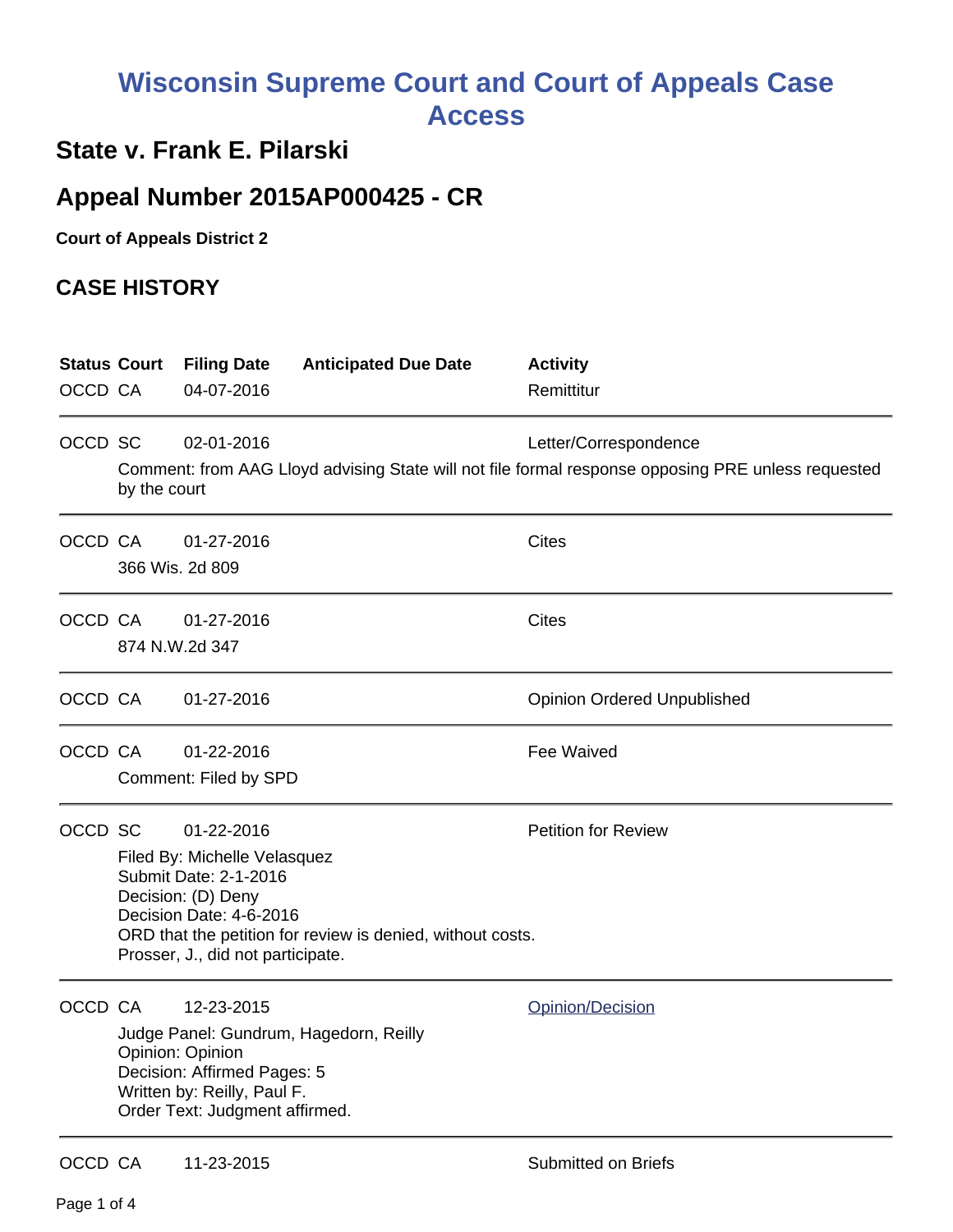# Wisconsin Supreme Court and Court of Appeals Case Access

## State v. Frank E. Pilarski

## Appeal Number 2015AP000425 - CR

**Court of Appeals District 2**

### CASE HISTORY

| Status | Court | Filing Date | Anticipated Due Date | Activity |
|---|---|---|---|---|
| OCCD | CA | 04-07-2016 | | Remittitur |

---

| Status | Court | Filing Date | Anticipated Due Date | Activity |
|---|---|---|---|---|
| OCCD | SC | 02-01-2016 | | Letter/Correspondence |

Comment: from AAG Lloyd advising State will not file formal response opposing PRE unless requested by the court

---

| Status | Court | Filing Date | Anticipated Due Date | Activity |
|---|---|---|---|---|
| OCCD | CA | 01-27-2016 | | Cites |

366 Wis. 2d 809

---

| Status | Court | Filing Date | Anticipated Due Date | Activity |
|---|---|---|---|---|
| OCCD | CA | 01-27-2016 | | Cites |

874 N.W.2d 347

---

| Status | Court | Filing Date | Anticipated Due Date | Activity |
|---|---|---|---|---|
| OCCD | CA | 01-27-2016 | | Opinion Ordered Unpublished |

---

| Status | Court | Filing Date | Anticipated Due Date | Activity |
|---|---|---|---|---|
| OCCD | CA | 01-22-2016 | | Fee Waived |

Comment: Filed by SPD

---

| Status | Court | Filing Date | Anticipated Due Date | Activity |
|---|---|---|---|---|
| OCCD | SC | 01-22-2016 | | Petition for Review |

Filed By: Michelle Velasquez
Submit Date: 2-1-2016
Decision: (D) Deny
Decision Date: 4-6-2016
ORD that the petition for review is denied, without costs.
Prosser, J., did not participate.

---

| Status | Court | Filing Date | Anticipated Due Date | Activity |
|---|---|---|---|---|
| OCCD | CA | 12-23-2015 | | Opinion/Decision |

Judge Panel: Gundrum, Hagedorn, Reilly
Opinion: Opinion
Decision: Affirmed Pages: 5
Written by: Reilly, Paul F.
Order Text: Judgment affirmed.

---

| Status | Court | Filing Date | Anticipated Due Date | Activity |
|---|---|---|---|---|
| OCCD | CA | 11-23-2015 | | Submitted on Briefs |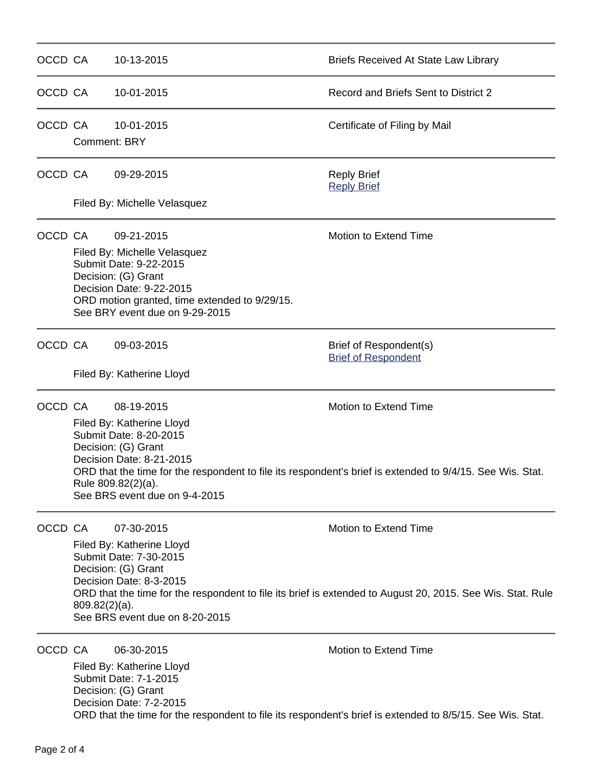| | | | |
|---|---|---|---|
| OCCD | CA | 10-13-2015 | Briefs Received At State Law Library |
| OCCD | CA | 10-01-2015 | Record and Briefs Sent to District 2 |
| OCCD | CA | 10-01-2015 | Certificate of Filing by Mail |

Comment: BRY

---

OCCD CA 09-29-2015 — Reply Brief

[Reply Brief]

Filed By: Michelle Velasquez

---

OCCD CA 09-21-2015 — Motion to Extend Time

Filed By: Michelle Velasquez
Submit Date: 9-22-2015
Decision: (G) Grant
Decision Date: 9-22-2015
ORD motion granted, time extended to 9/29/15.
See BRY event due on 9-29-2015

---

OCCD CA 09-03-2015 — Brief of Respondent(s)

[Brief of Respondent]

Filed By: Katherine Lloyd

---

OCCD CA 08-19-2015 — Motion to Extend Time

Filed By: Katherine Lloyd
Submit Date: 8-20-2015
Decision: (G) Grant
Decision Date: 8-21-2015
ORD that the time for the respondent to file its respondent's brief is extended to 9/4/15. See Wis. Stat. Rule 809.82(2)(a).
See BRS event due on 9-4-2015

---

OCCD CA 07-30-2015 — Motion to Extend Time

Filed By: Katherine Lloyd
Submit Date: 7-30-2015
Decision: (G) Grant
Decision Date: 8-3-2015
ORD that the time for the respondent to file its brief is extended to August 20, 2015. See Wis. Stat. Rule 809.82(2)(a).
See BRS event due on 8-20-2015

---

OCCD CA 06-30-2015 — Motion to Extend Time

Filed By: Katherine Lloyd
Submit Date: 7-1-2015
Decision: (G) Grant
Decision Date: 7-2-2015
ORD that the time for the respondent to file its respondent's brief is extended to 8/5/15. See Wis. Stat.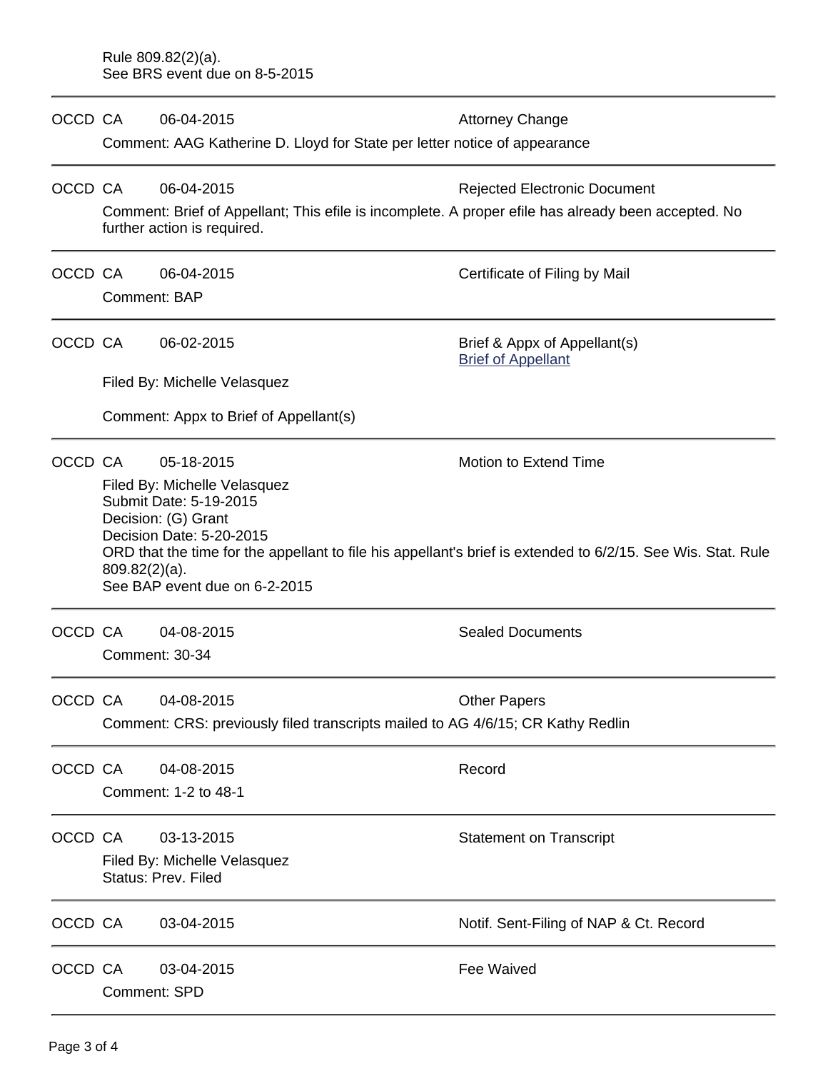Rule 809.82(2)(a).
See BRS event due on 8-5-2015

---

OCCD CA 06-04-2015 Attorney Change

Comment: AAG Katherine D. Lloyd for State per letter notice of appearance

---

OCCD CA 06-04-2015 Rejected Electronic Document

Comment: Brief of Appellant; This efile is incomplete. A proper efile has already been accepted. No further action is required.

---

OCCD CA 06-04-2015 Certificate of Filing by Mail

Comment: BAP

---

OCCD CA 06-02-2015 Brief & Appx of Appellant(s)
Brief of Appellant

Filed By: Michelle Velasquez

Comment: Appx to Brief of Appellant(s)

---

OCCD CA 05-18-2015 Motion to Extend Time

Filed By: Michelle Velasquez
Submit Date: 5-19-2015
Decision: (G) Grant
Decision Date: 5-20-2015
ORD that the time for the appellant to file his appellant's brief is extended to 6/2/15. See Wis. Stat. Rule 809.82(2)(a).
See BAP event due on 6-2-2015

---

OCCD CA 04-08-2015 Sealed Documents

Comment: 30-34

---

OCCD CA 04-08-2015 Other Papers

Comment: CRS: previously filed transcripts mailed to AG 4/6/15; CR Kathy Redlin

---

OCCD CA 04-08-2015 Record

Comment: 1-2 to 48-1

---

OCCD CA 03-13-2015 Statement on Transcript

Filed By: Michelle Velasquez
Status: Prev. Filed

---

OCCD CA 03-04-2015 Notif. Sent-Filing of NAP & Ct. Record

---

OCCD CA 03-04-2015 Fee Waived

Comment: SPD

---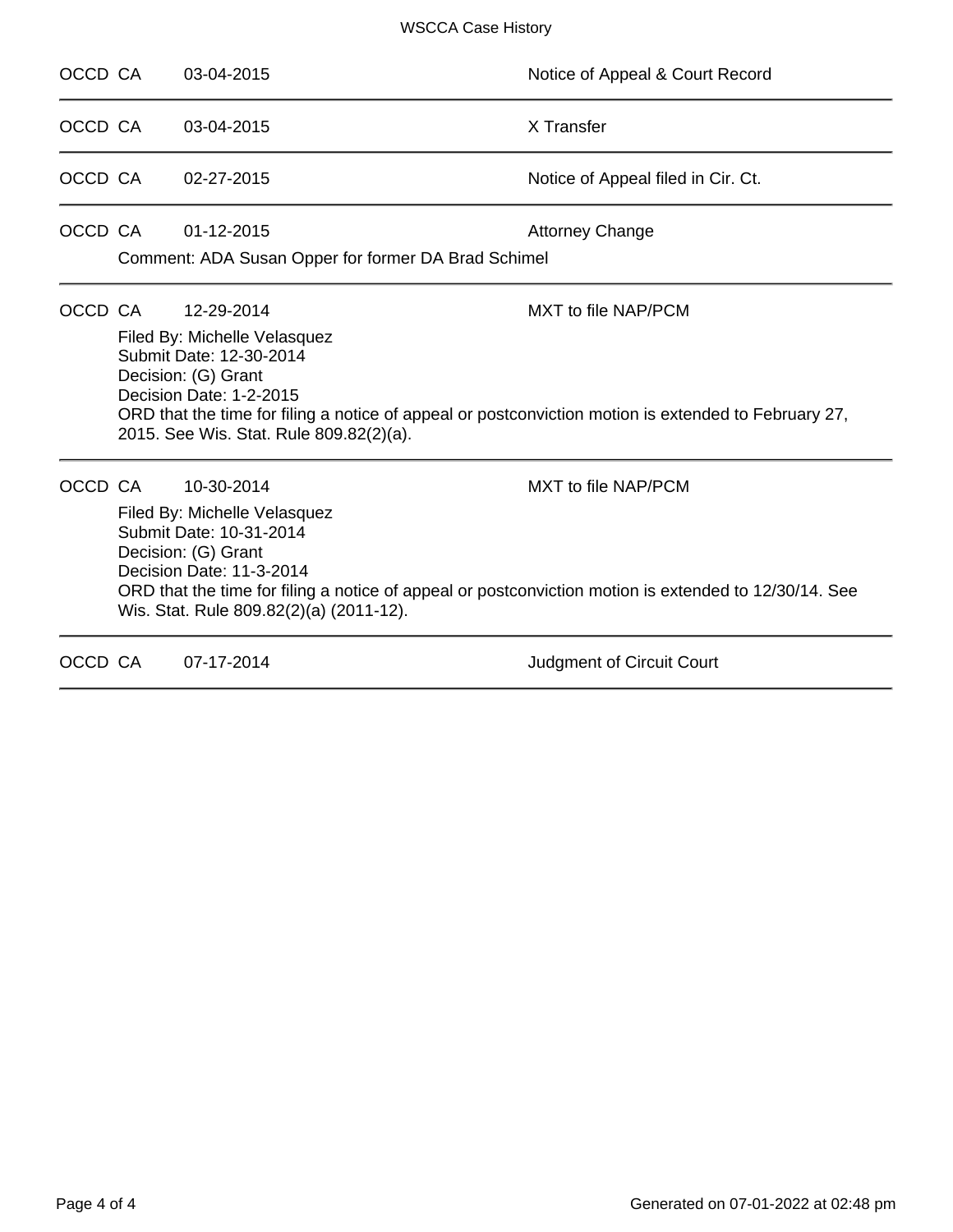| | | | |
|---|---|---|---|
| OCCD | CA | 03-04-2015 | Notice of Appeal & Court Record |
| OCCD | CA | 03-04-2015 | X Transfer |
| OCCD | CA | 02-27-2015 | Notice of Appeal filed in Cir. Ct. |
| OCCD | CA | 01-12-2015 | Attorney Change |

Comment: ADA Susan Opper for former DA Brad Schimel

| | | | |
|---|---|---|---|
| OCCD | CA | 12-29-2014 | MXT to file NAP/PCM |

Filed By: Michelle Velasquez
Submit Date: 12-30-2014
Decision: (G) Grant
Decision Date: 1-2-2015
ORD that the time for filing a notice of appeal or postconviction motion is extended to February 27, 2015. See Wis. Stat. Rule 809.82(2)(a).

| | | | |
|---|---|---|---|
| OCCD | CA | 10-30-2014 | MXT to file NAP/PCM |

Filed By: Michelle Velasquez
Submit Date: 10-31-2014
Decision: (G) Grant
Decision Date: 11-3-2014
ORD that the time for filing a notice of appeal or postconviction motion is extended to 12/30/14. See Wis. Stat. Rule 809.82(2)(a) (2011-12).

| | | | |
|---|---|---|---|
| OCCD | CA | 07-17-2014 | Judgment of Circuit Court |